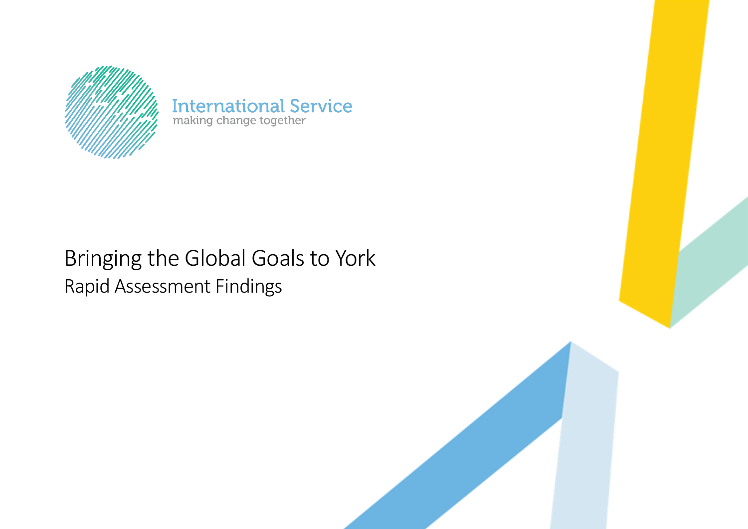International Service

making change together

# Bringing the Global Goals to York

## Rapid Assessment Findings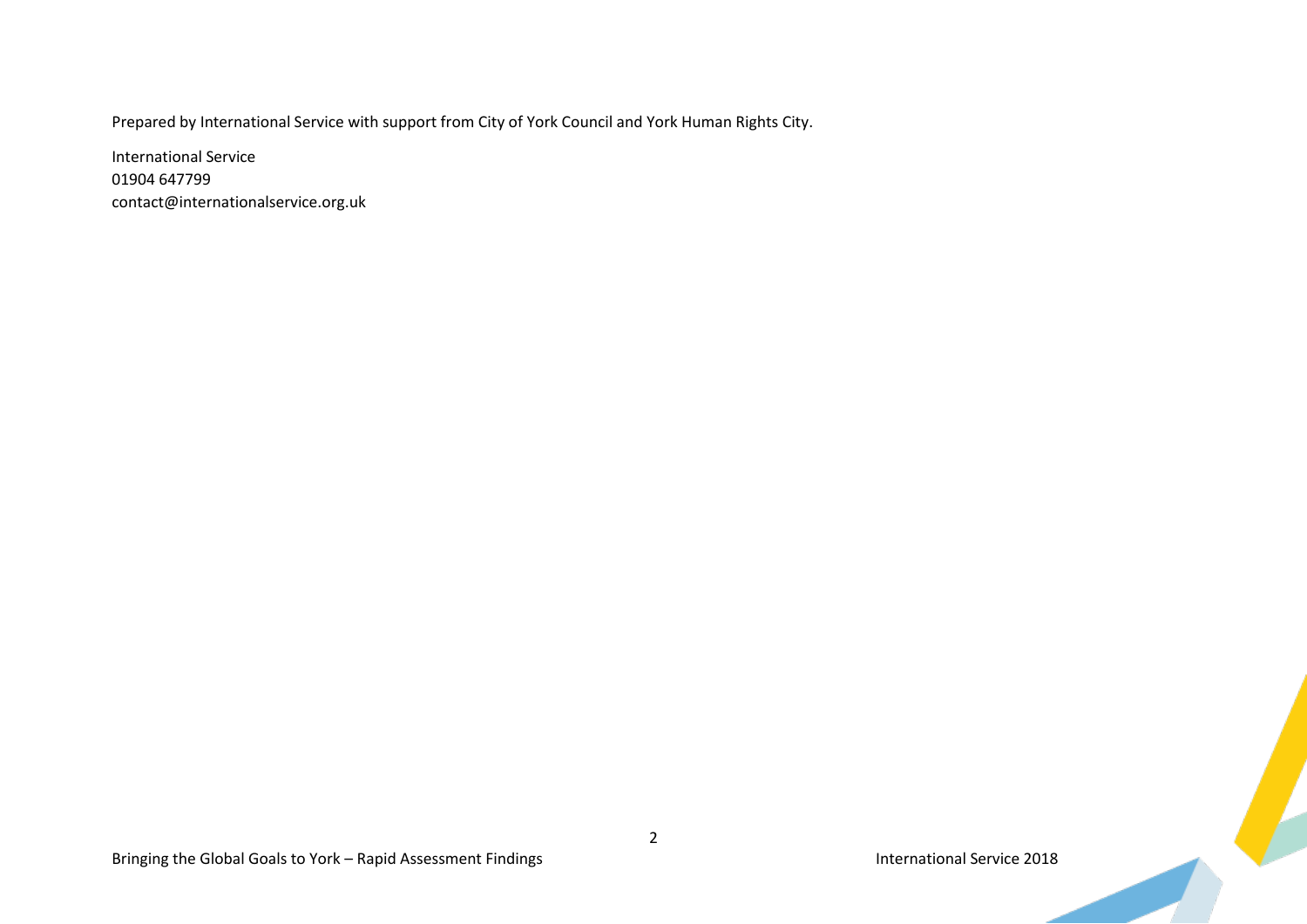Prepared by International Service with support from City of York Council and York Human Rights City.

International Service
01904 647799
contact@internationalservice.org.uk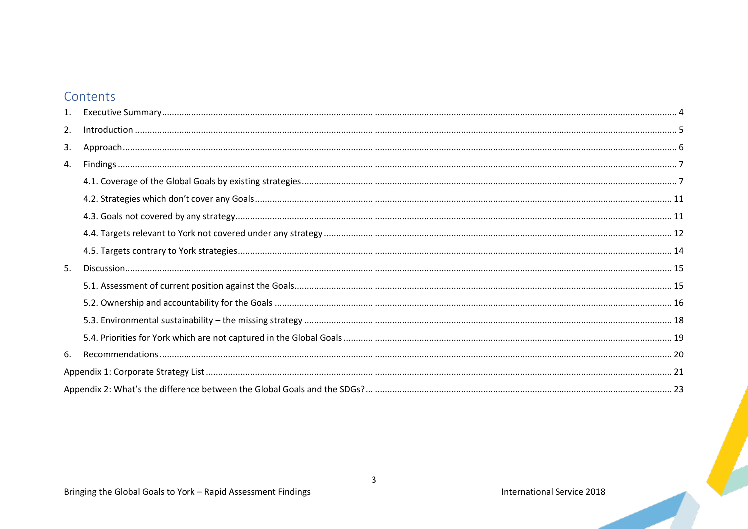# Contents

1. Executive Summary ..... 4
2. Introduction ..... 5
3. Approach ..... 6
4. Findings ..... 7
   - 4.1. Coverage of the Global Goals by existing strategies ..... 7
   - 4.2. Strategies which don't cover any Goals ..... 11
   - 4.3. Goals not covered by any strategy ..... 11
   - 4.4. Targets relevant to York not covered under any strategy ..... 12
   - 4.5. Targets contrary to York strategies ..... 14
5. Discussion ..... 15
   - 5.1. Assessment of current position against the Goals ..... 15
   - 5.2. Ownership and accountability for the Goals ..... 16
   - 5.3. Environmental sustainability – the missing strategy ..... 18
   - 5.4. Priorities for York which are not captured in the Global Goals ..... 19
6. Recommendations ..... 20

Appendix 1: Corporate Strategy List ..... 21

Appendix 2: What's the difference between the Global Goals and the SDGs? ..... 23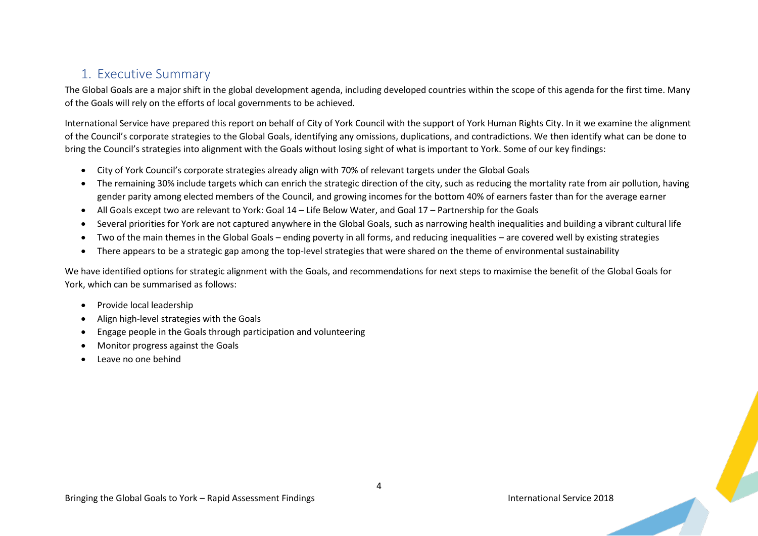# 1. Executive Summary

The Global Goals are a major shift in the global development agenda, including developed countries within the scope of this agenda for the first time. Many of the Goals will rely on the efforts of local governments to be achieved.

International Service have prepared this report on behalf of City of York Council with the support of York Human Rights City. In it we examine the alignment of the Council's corporate strategies to the Global Goals, identifying any omissions, duplications, and contradictions. We then identify what can be done to bring the Council's strategies into alignment with the Goals without losing sight of what is important to York. Some of our key findings:

- City of York Council's corporate strategies already align with 70% of relevant targets under the Global Goals
- The remaining 30% include targets which can enrich the strategic direction of the city, such as reducing the mortality rate from air pollution, having gender parity among elected members of the Council, and growing incomes for the bottom 40% of earners faster than for the average earner
- All Goals except two are relevant to York: Goal 14 – Life Below Water, and Goal 17 – Partnership for the Goals
- Several priorities for York are not captured anywhere in the Global Goals, such as narrowing health inequalities and building a vibrant cultural life
- Two of the main themes in the Global Goals – ending poverty in all forms, and reducing inequalities – are covered well by existing strategies
- There appears to be a strategic gap among the top-level strategies that were shared on the theme of environmental sustainability

We have identified options for strategic alignment with the Goals, and recommendations for next steps to maximise the benefit of the Global Goals for York, which can be summarised as follows:

- Provide local leadership
- Align high-level strategies with the Goals
- Engage people in the Goals through participation and volunteering
- Monitor progress against the Goals
- Leave no one behind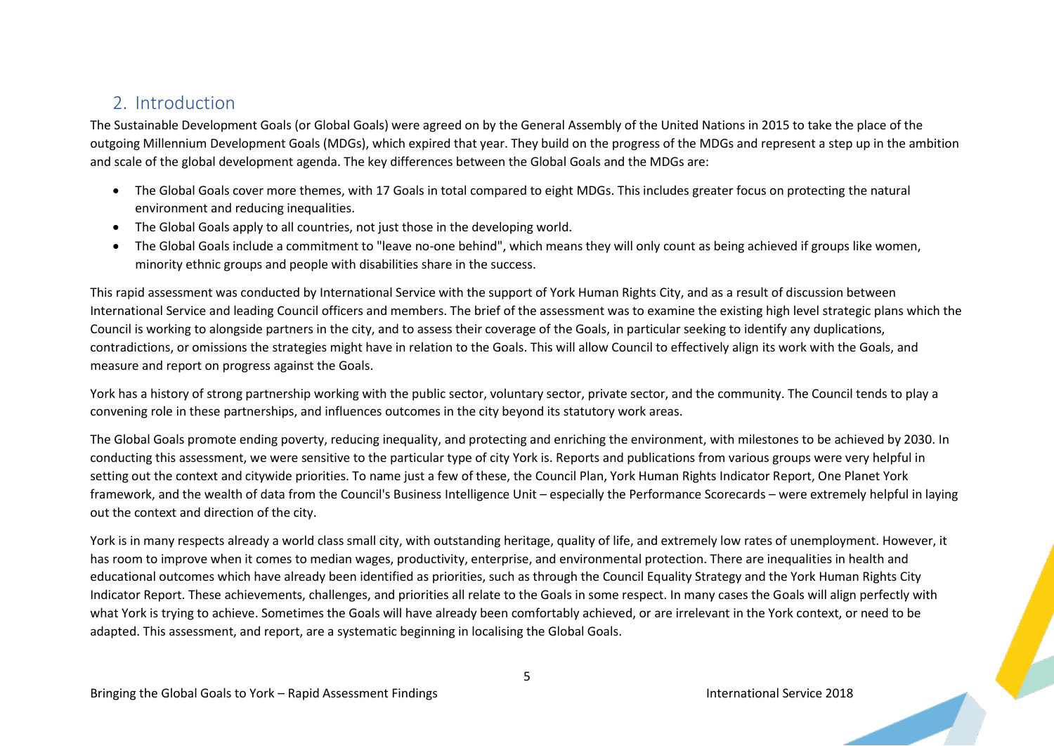## 2. Introduction

The Sustainable Development Goals (or Global Goals) were agreed on by the General Assembly of the United Nations in 2015 to take the place of the outgoing Millennium Development Goals (MDGs), which expired that year. They build on the progress of the MDGs and represent a step up in the ambition and scale of the global development agenda. The key differences between the Global Goals and the MDGs are:

- The Global Goals cover more themes, with 17 Goals in total compared to eight MDGs. This includes greater focus on protecting the natural environment and reducing inequalities.
- The Global Goals apply to all countries, not just those in the developing world.
- The Global Goals include a commitment to "leave no-one behind", which means they will only count as being achieved if groups like women, minority ethnic groups and people with disabilities share in the success.

This rapid assessment was conducted by International Service with the support of York Human Rights City, and as a result of discussion between International Service and leading Council officers and members. The brief of the assessment was to examine the existing high level strategic plans which the Council is working to alongside partners in the city, and to assess their coverage of the Goals, in particular seeking to identify any duplications, contradictions, or omissions the strategies might have in relation to the Goals. This will allow Council to effectively align its work with the Goals, and measure and report on progress against the Goals.

York has a history of strong partnership working with the public sector, voluntary sector, private sector, and the community. The Council tends to play a convening role in these partnerships, and influences outcomes in the city beyond its statutory work areas.

The Global Goals promote ending poverty, reducing inequality, and protecting and enriching the environment, with milestones to be achieved by 2030. In conducting this assessment, we were sensitive to the particular type of city York is. Reports and publications from various groups were very helpful in setting out the context and citywide priorities. To name just a few of these, the Council Plan, York Human Rights Indicator Report, One Planet York framework, and the wealth of data from the Council's Business Intelligence Unit – especially the Performance Scorecards – were extremely helpful in laying out the context and direction of the city.

York is in many respects already a world class small city, with outstanding heritage, quality of life, and extremely low rates of unemployment. However, it has room to improve when it comes to median wages, productivity, enterprise, and environmental protection. There are inequalities in health and educational outcomes which have already been identified as priorities, such as through the Council Equality Strategy and the York Human Rights City Indicator Report. These achievements, challenges, and priorities all relate to the Goals in some respect. In many cases the Goals will align perfectly with what York is trying to achieve. Sometimes the Goals will have already been comfortably achieved, or are irrelevant in the York context, or need to be adapted. This assessment, and report, are a systematic beginning in localising the Global Goals.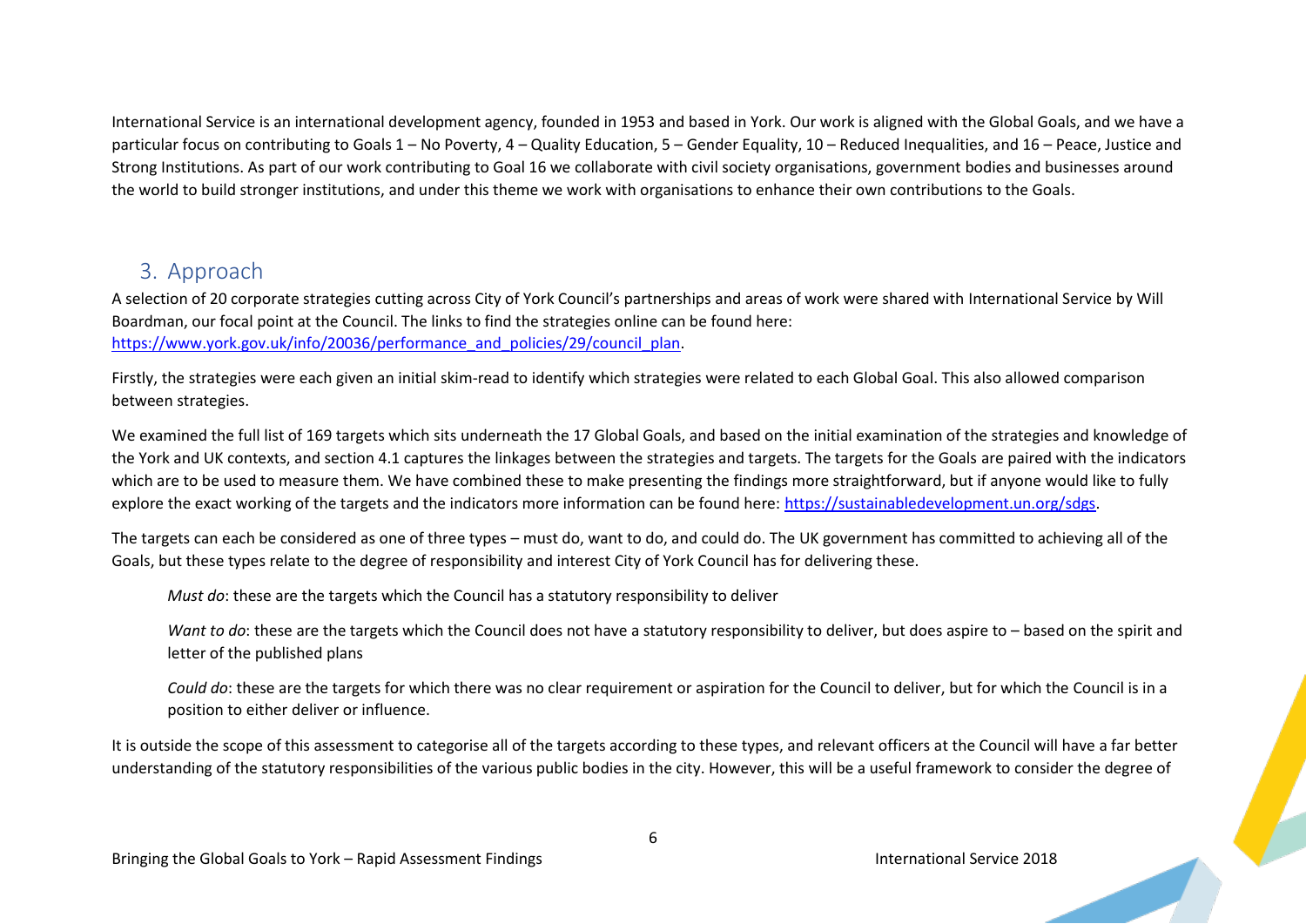International Service is an international development agency, founded in 1953 and based in York. Our work is aligned with the Global Goals, and we have a particular focus on contributing to Goals 1 – No Poverty, 4 – Quality Education, 5 – Gender Equality, 10 – Reduced Inequalities, and 16 – Peace, Justice and Strong Institutions. As part of our work contributing to Goal 16 we collaborate with civil society organisations, government bodies and businesses around the world to build stronger institutions, and under this theme we work with organisations to enhance their own contributions to the Goals.

## 3. Approach

A selection of 20 corporate strategies cutting across City of York Council's partnerships and areas of work were shared with International Service by Will Boardman, our focal point at the Council. The links to find the strategies online can be found here: https://www.york.gov.uk/info/20036/performance_and_policies/29/council_plan.

Firstly, the strategies were each given an initial skim-read to identify which strategies were related to each Global Goal. This also allowed comparison between strategies.

We examined the full list of 169 targets which sits underneath the 17 Global Goals, and based on the initial examination of the strategies and knowledge of the York and UK contexts, and section 4.1 captures the linkages between the strategies and targets. The targets for the Goals are paired with the indicators which are to be used to measure them. We have combined these to make presenting the findings more straightforward, but if anyone would like to fully explore the exact working of the targets and the indicators more information can be found here: https://sustainabledevelopment.un.org/sdgs.

The targets can each be considered as one of three types – must do, want to do, and could do. The UK government has committed to achieving all of the Goals, but these types relate to the degree of responsibility and interest City of York Council has for delivering these.

> *Must do*: these are the targets which the Council has a statutory responsibility to deliver
>
> *Want to do*: these are the targets which the Council does not have a statutory responsibility to deliver, but does aspire to – based on the spirit and letter of the published plans
>
> *Could do*: these are the targets for which there was no clear requirement or aspiration for the Council to deliver, but for which the Council is in a position to either deliver or influence.

It is outside the scope of this assessment to categorise all of the targets according to these types, and relevant officers at the Council will have a far better understanding of the statutory responsibilities of the various public bodies in the city. However, this will be a useful framework to consider the degree of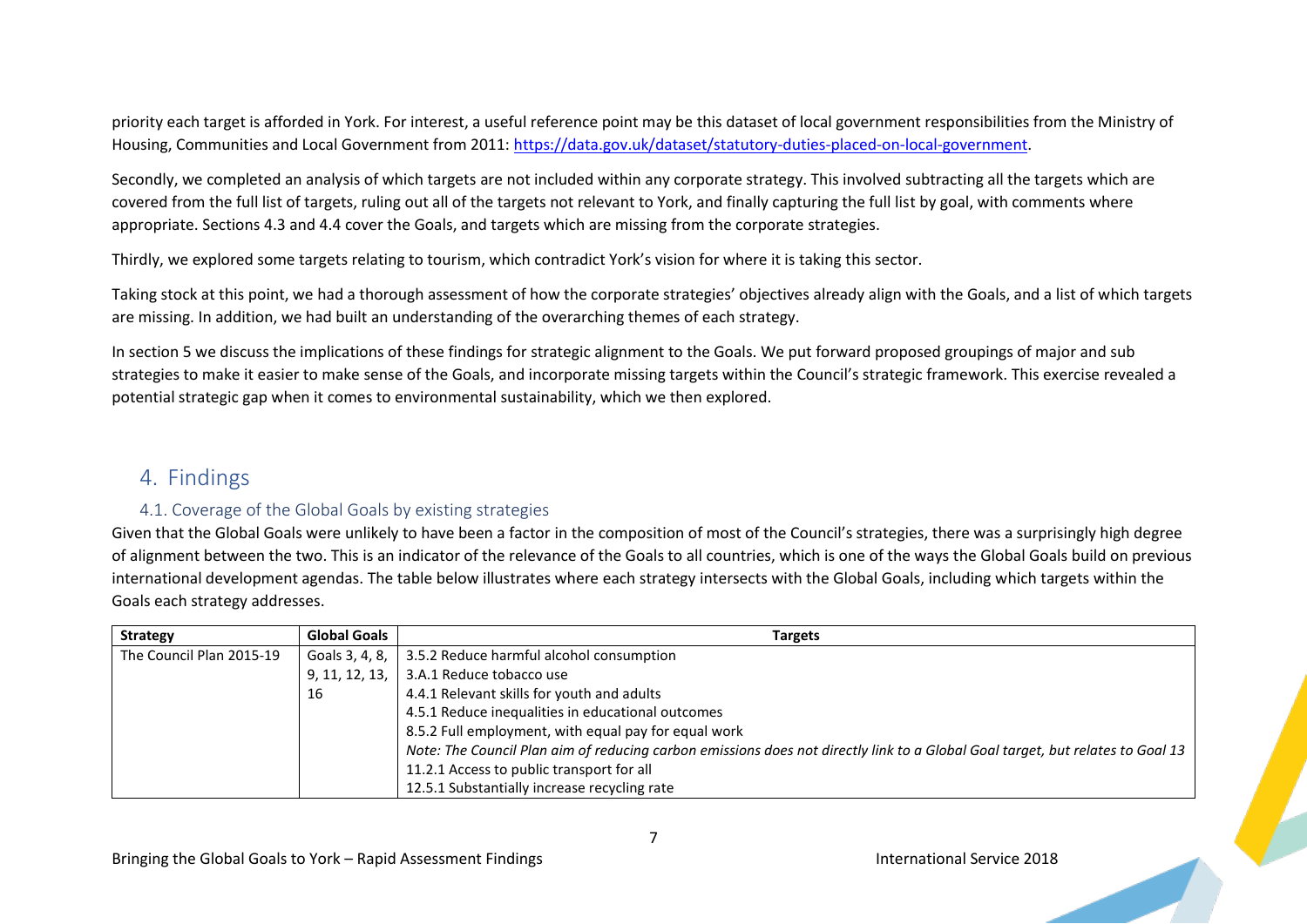priority each target is afforded in York. For interest, a useful reference point may be this dataset of local government responsibilities from the Ministry of Housing, Communities and Local Government from 2011: https://data.gov.uk/dataset/statutory-duties-placed-on-local-government.

Secondly, we completed an analysis of which targets are not included within any corporate strategy. This involved subtracting all the targets which are covered from the full list of targets, ruling out all of the targets not relevant to York, and finally capturing the full list by goal, with comments where appropriate. Sections 4.3 and 4.4 cover the Goals, and targets which are missing from the corporate strategies.

Thirdly, we explored some targets relating to tourism, which contradict York's vision for where it is taking this sector.

Taking stock at this point, we had a thorough assessment of how the corporate strategies' objectives already align with the Goals, and a list of which targets are missing. In addition, we had built an understanding of the overarching themes of each strategy.

In section 5 we discuss the implications of these findings for strategic alignment to the Goals. We put forward proposed groupings of major and sub strategies to make it easier to make sense of the Goals, and incorporate missing targets within the Council's strategic framework. This exercise revealed a potential strategic gap when it comes to environmental sustainability, which we then explored.

# 4. Findings

## 4.1. Coverage of the Global Goals by existing strategies

Given that the Global Goals were unlikely to have been a factor in the composition of most of the Council's strategies, there was a surprisingly high degree of alignment between the two. This is an indicator of the relevance of the Goals to all countries, which is one of the ways the Global Goals build on previous international development agendas. The table below illustrates where each strategy intersects with the Global Goals, including which targets within the Goals each strategy addresses.

| Strategy | Global Goals | Targets |
|---|---|---|
| The Council Plan 2015-19 | Goals 3, 4, 8, 9, 11, 12, 13, 16 | 3.5.2 Reduce harmful alcohol consumption<br>3.A.1 Reduce tobacco use<br>4.4.1 Relevant skills for youth and adults<br>4.5.1 Reduce inequalities in educational outcomes<br>8.5.2 Full employment, with equal pay for equal work<br>*Note: The Council Plan aim of reducing carbon emissions does not directly link to a Global Goal target, but relates to Goal 13*<br>11.2.1 Access to public transport for all<br>12.5.1 Substantially increase recycling rate |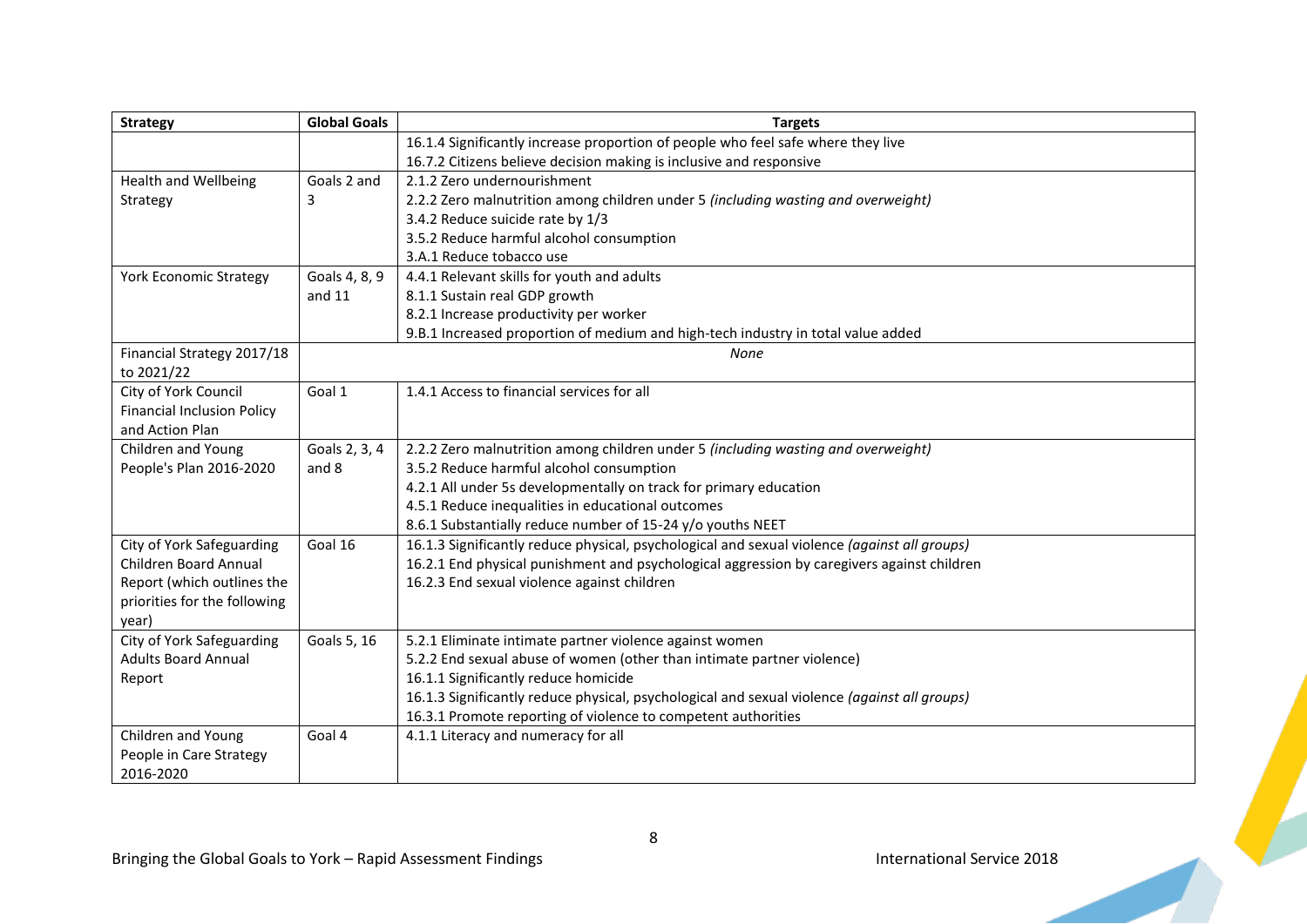| Strategy | Global Goals | Targets |
|---|---|---|
| | | 16.1.4 Significantly increase proportion of people who feel safe where they live<br>16.7.2 Citizens believe decision making is inclusive and responsive |
| Health and Wellbeing Strategy | Goals 2 and 3 | 2.1.2 Zero undernourishment<br>2.2.2 Zero malnutrition among children under 5 *(including wasting and overweight)*<br>3.4.2 Reduce suicide rate by 1/3<br>3.5.2 Reduce harmful alcohol consumption<br>3.A.1 Reduce tobacco use |
| York Economic Strategy | Goals 4, 8, 9 and 11 | 4.4.1 Relevant skills for youth and adults<br>8.1.1 Sustain real GDP growth<br>8.2.1 Increase productivity per worker<br>9.B.1 Increased proportion of medium and high-tech industry in total value added |
| Financial Strategy 2017/18 to 2021/22 | *None* | |
| City of York Council Financial Inclusion Policy and Action Plan | Goal 1 | 1.4.1 Access to financial services for all |
| Children and Young People's Plan 2016-2020 | Goals 2, 3, 4 and 8 | 2.2.2 Zero malnutrition among children under 5 *(including wasting and overweight)*<br>3.5.2 Reduce harmful alcohol consumption<br>4.2.1 All under 5s developmentally on track for primary education<br>4.5.1 Reduce inequalities in educational outcomes<br>8.6.1 Substantially reduce number of 15-24 y/o youths NEET |
| City of York Safeguarding Children Board Annual Report (which outlines the priorities for the following year) | Goal 16 | 16.1.3 Significantly reduce physical, psychological and sexual violence *(against all groups)*<br>16.2.1 End physical punishment and psychological aggression by caregivers against children<br>16.2.3 End sexual violence against children |
| City of York Safeguarding Adults Board Annual Report | Goals 5, 16 | 5.2.1 Eliminate intimate partner violence against women<br>5.2.2 End sexual abuse of women (other than intimate partner violence)<br>16.1.1 Significantly reduce homicide<br>16.1.3 Significantly reduce physical, psychological and sexual violence *(against all groups)*<br>16.3.1 Promote reporting of violence to competent authorities |
| Children and Young People in Care Strategy 2016-2020 | Goal 4 | 4.1.1 Literacy and numeracy for all |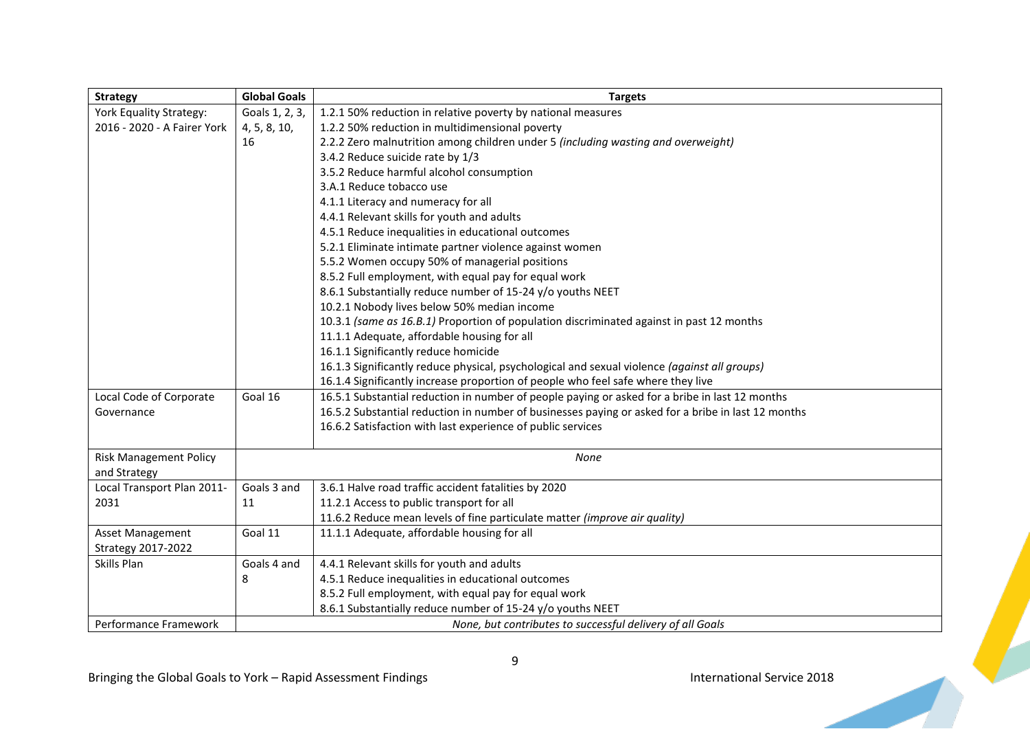| Strategy | Global Goals | Targets |
|---|---|---|
| York Equality Strategy: 2016 - 2020 - A Fairer York | Goals 1, 2, 3, 4, 5, 8, 10, 16 | 1.2.1 50% reduction in relative poverty by national measures<br>1.2.2 50% reduction in multidimensional poverty<br>2.2.2 Zero malnutrition among children under 5 *(including wasting and overweight)*<br>3.4.2 Reduce suicide rate by 1/3<br>3.5.2 Reduce harmful alcohol consumption<br>3.A.1 Reduce tobacco use<br>4.1.1 Literacy and numeracy for all<br>4.4.1 Relevant skills for youth and adults<br>4.5.1 Reduce inequalities in educational outcomes<br>5.2.1 Eliminate intimate partner violence against women<br>5.5.2 Women occupy 50% of managerial positions<br>8.5.2 Full employment, with equal pay for equal work<br>8.6.1 Substantially reduce number of 15-24 y/o youths NEET<br>10.2.1 Nobody lives below 50% median income<br>10.3.1 *(same as 16.B.1)* Proportion of population discriminated against in past 12 months<br>11.1.1 Adequate, affordable housing for all<br>16.1.1 Significantly reduce homicide<br>16.1.3 Significantly reduce physical, psychological and sexual violence *(against all groups)*<br>16.1.4 Significantly increase proportion of people who feel safe where they live |
| Local Code of Corporate Governance | Goal 16 | 16.5.1 Substantial reduction in number of people paying or asked for a bribe in last 12 months<br>16.5.2 Substantial reduction in number of businesses paying or asked for a bribe in last 12 months<br>16.6.2 Satisfaction with last experience of public services |
| Risk Management Policy and Strategy | *None* | |
| Local Transport Plan 2011-2031 | Goals 3 and 11 | 3.6.1 Halve road traffic accident fatalities by 2020<br>11.2.1 Access to public transport for all<br>11.6.2 Reduce mean levels of fine particulate matter *(improve air quality)* |
| Asset Management Strategy 2017-2022 | Goal 11 | 11.1.1 Adequate, affordable housing for all |
| Skills Plan | Goals 4 and 8 | 4.4.1 Relevant skills for youth and adults<br>4.5.1 Reduce inequalities in educational outcomes<br>8.5.2 Full employment, with equal pay for equal work<br>8.6.1 Substantially reduce number of 15-24 y/o youths NEET |
| Performance Framework | *None, but contributes to successful delivery of all Goals* | |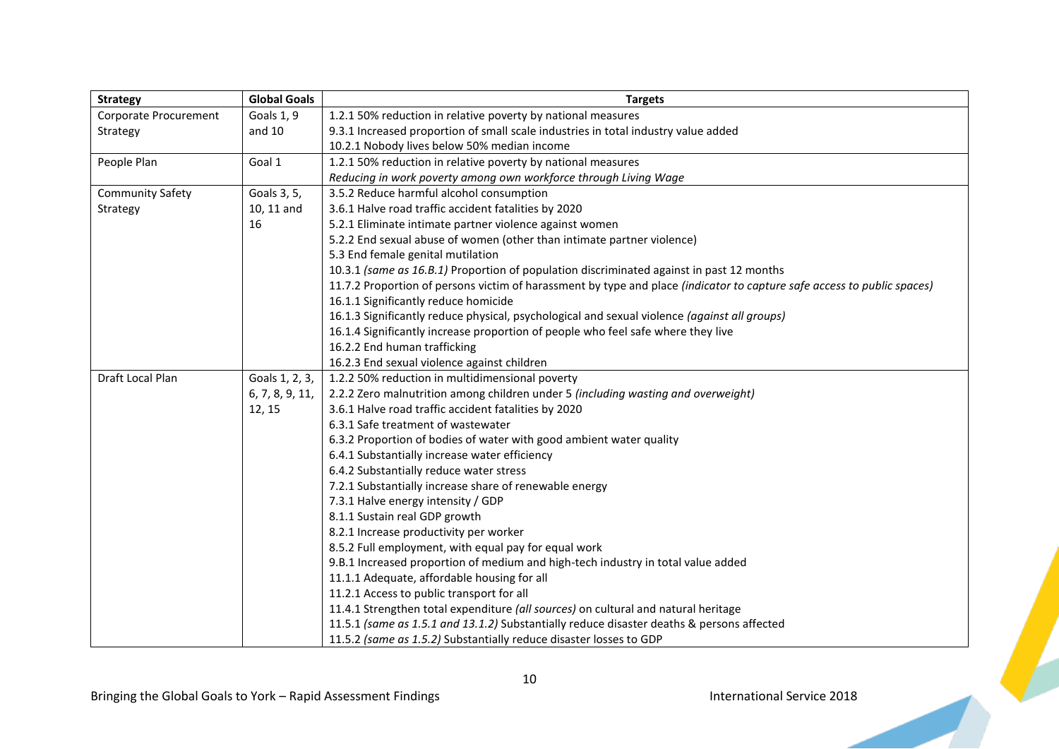| Strategy | Global Goals | Targets |
| --- | --- | --- |
| Corporate Procurement Strategy | Goals 1, 9 and 10 | 1.2.1 50% reduction in relative poverty by national measures<br>9.3.1 Increased proportion of small scale industries in total industry value added<br>10.2.1 Nobody lives below 50% median income |
| People Plan | Goal 1 | 1.2.1 50% reduction in relative poverty by national measures<br>*Reducing in work poverty among own workforce through Living Wage* |
| Community Safety Strategy | Goals 3, 5, 10, 11 and 16 | 3.5.2 Reduce harmful alcohol consumption<br>3.6.1 Halve road traffic accident fatalities by 2020<br>5.2.1 Eliminate intimate partner violence against women<br>5.2.2 End sexual abuse of women (other than intimate partner violence)<br>5.3 End female genital mutilation<br>10.3.1 *(same as 16.B.1)* Proportion of population discriminated against in past 12 months<br>11.7.2 Proportion of persons victim of harassment by type and place *(indicator to capture safe access to public spaces)*<br>16.1.1 Significantly reduce homicide<br>16.1.3 Significantly reduce physical, psychological and sexual violence *(against all groups)*<br>16.1.4 Significantly increase proportion of people who feel safe where they live<br>16.2.2 End human trafficking<br>16.2.3 End sexual violence against children |
| Draft Local Plan | Goals 1, 2, 3, 6, 7, 8, 9, 11, 12, 15 | 1.2.2 50% reduction in multidimensional poverty<br>2.2.2 Zero malnutrition among children under 5 *(including wasting and overweight)*<br>3.6.1 Halve road traffic accident fatalities by 2020<br>6.3.1 Safe treatment of wastewater<br>6.3.2 Proportion of bodies of water with good ambient water quality<br>6.4.1 Substantially increase water efficiency<br>6.4.2 Substantially reduce water stress<br>7.2.1 Substantially increase share of renewable energy<br>7.3.1 Halve energy intensity / GDP<br>8.1.1 Sustain real GDP growth<br>8.2.1 Increase productivity per worker<br>8.5.2 Full employment, with equal pay for equal work<br>9.B.1 Increased proportion of medium and high-tech industry in total value added<br>11.1.1 Adequate, affordable housing for all<br>11.2.1 Access to public transport for all<br>11.4.1 Strengthen total expenditure *(all sources)* on cultural and natural heritage<br>11.5.1 *(same as 1.5.1 and 13.1.2)* Substantially reduce disaster deaths & persons affected<br>11.5.2 *(same as 1.5.2)* Substantially reduce disaster losses to GDP |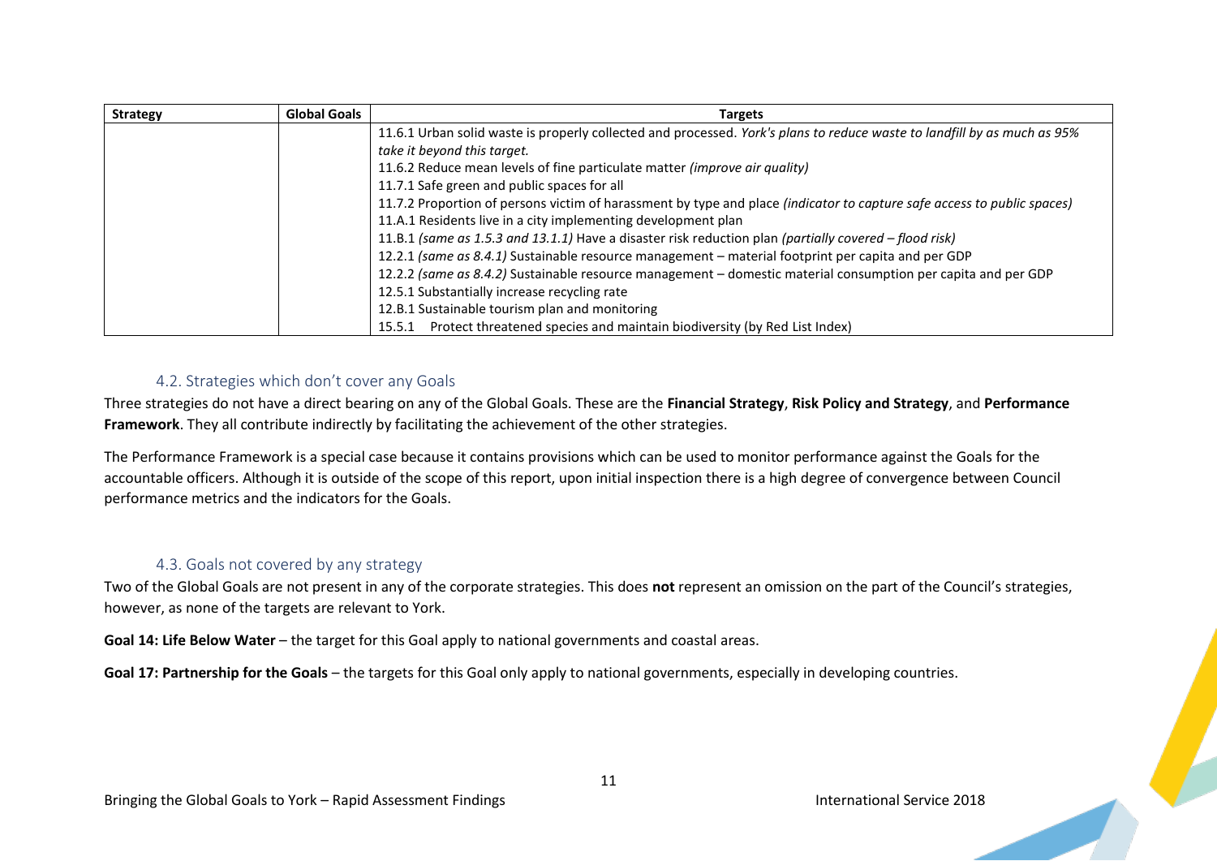| Strategy | Global Goals | Targets |
|---|---|---|
| | | 11.6.1 Urban solid waste is properly collected and processed. *York's plans to reduce waste to landfill by as much as 95% take it beyond this target.*<br>11.6.2 Reduce mean levels of fine particulate matter *(improve air quality)*<br>11.7.1 Safe green and public spaces for all<br>11.7.2 Proportion of persons victim of harassment by type and place *(indicator to capture safe access to public spaces)*<br>11.A.1 Residents live in a city implementing development plan<br>11.B.1 *(same as 1.5.3 and 13.1.1)* Have a disaster risk reduction plan *(partially covered – flood risk)*<br>12.2.1 *(same as 8.4.1)* Sustainable resource management – material footprint per capita and per GDP<br>12.2.2 *(same as 8.4.2)* Sustainable resource management – domestic material consumption per capita and per GDP<br>12.5.1 Substantially increase recycling rate<br>12.B.1 Sustainable tourism plan and monitoring<br>15.5.1 Protect threatened species and maintain biodiversity (by Red List Index) |

### 4.2. Strategies which don't cover any Goals

Three strategies do not have a direct bearing on any of the Global Goals. These are the **Financial Strategy**, **Risk Policy and Strategy**, and **Performance Framework**. They all contribute indirectly by facilitating the achievement of the other strategies.

The Performance Framework is a special case because it contains provisions which can be used to monitor performance against the Goals for the accountable officers. Although it is outside of the scope of this report, upon initial inspection there is a high degree of convergence between Council performance metrics and the indicators for the Goals.

### 4.3. Goals not covered by any strategy

Two of the Global Goals are not present in any of the corporate strategies. This does **not** represent an omission on the part of the Council's strategies, however, as none of the targets are relevant to York.

**Goal 14: Life Below Water** – the target for this Goal apply to national governments and coastal areas.

**Goal 17: Partnership for the Goals** – the targets for this Goal only apply to national governments, especially in developing countries.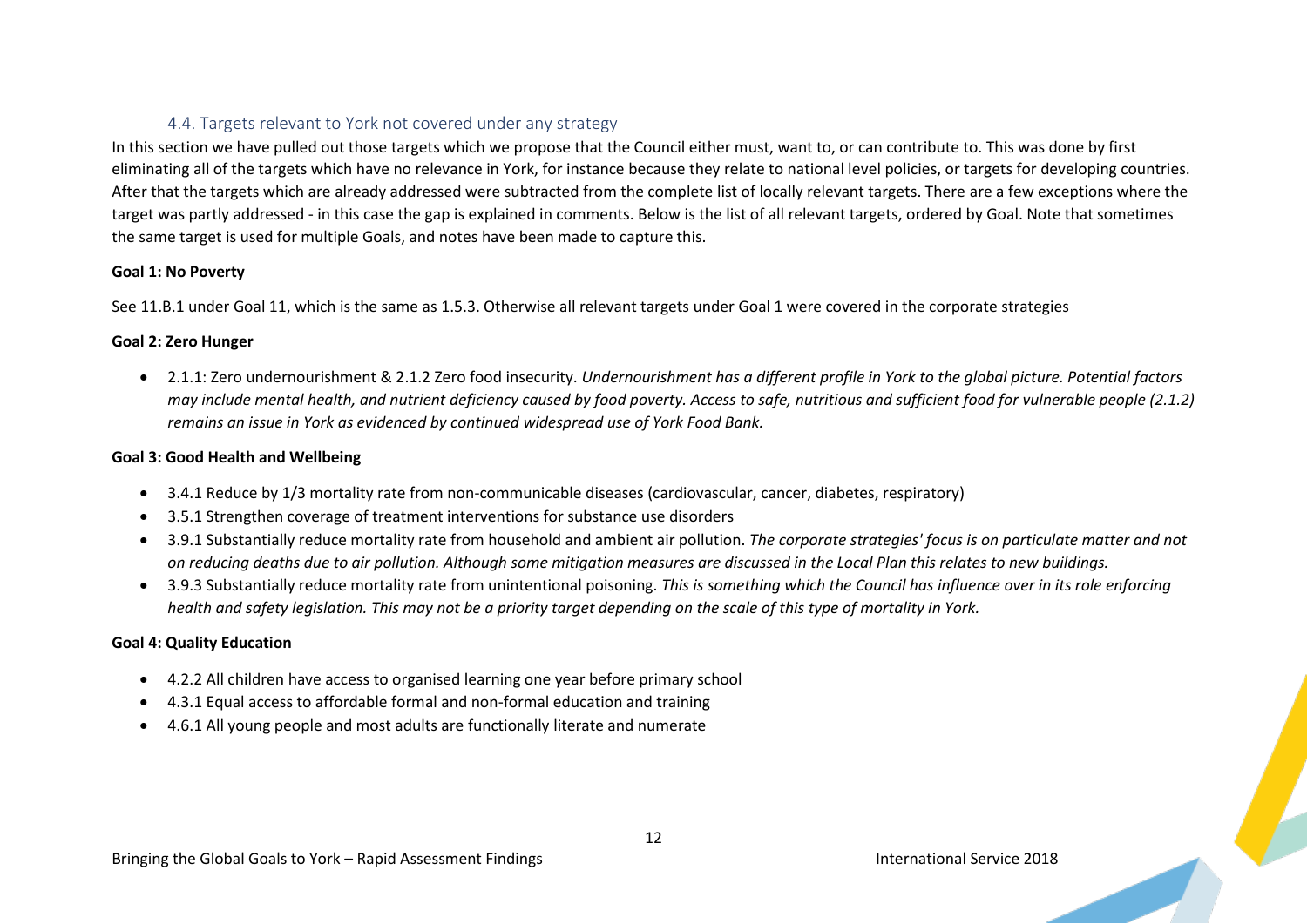### 4.4. Targets relevant to York not covered under any strategy

In this section we have pulled out those targets which we propose that the Council either must, want to, or can contribute to. This was done by first eliminating all of the targets which have no relevance in York, for instance because they relate to national level policies, or targets for developing countries. After that the targets which are already addressed were subtracted from the complete list of locally relevant targets. There are a few exceptions where the target was partly addressed - in this case the gap is explained in comments. Below is the list of all relevant targets, ordered by Goal. Note that sometimes the same target is used for multiple Goals, and notes have been made to capture this.

**Goal 1: No Poverty**

See 11.B.1 under Goal 11, which is the same as 1.5.3. Otherwise all relevant targets under Goal 1 were covered in the corporate strategies

**Goal 2: Zero Hunger**

- 2.1.1: Zero undernourishment & 2.1.2 Zero food insecurity. *Undernourishment has a different profile in York to the global picture. Potential factors may include mental health, and nutrient deficiency caused by food poverty. Access to safe, nutritious and sufficient food for vulnerable people (2.1.2) remains an issue in York as evidenced by continued widespread use of York Food Bank.*

**Goal 3: Good Health and Wellbeing**

- 3.4.1 Reduce by 1/3 mortality rate from non-communicable diseases (cardiovascular, cancer, diabetes, respiratory)
- 3.5.1 Strengthen coverage of treatment interventions for substance use disorders
- 3.9.1 Substantially reduce mortality rate from household and ambient air pollution. *The corporate strategies' focus is on particulate matter and not on reducing deaths due to air pollution. Although some mitigation measures are discussed in the Local Plan this relates to new buildings.*
- 3.9.3 Substantially reduce mortality rate from unintentional poisoning. *This is something which the Council has influence over in its role enforcing health and safety legislation. This may not be a priority target depending on the scale of this type of mortality in York.*

**Goal 4: Quality Education**

- 4.2.2 All children have access to organised learning one year before primary school
- 4.3.1 Equal access to affordable formal and non-formal education and training
- 4.6.1 All young people and most adults are functionally literate and numerate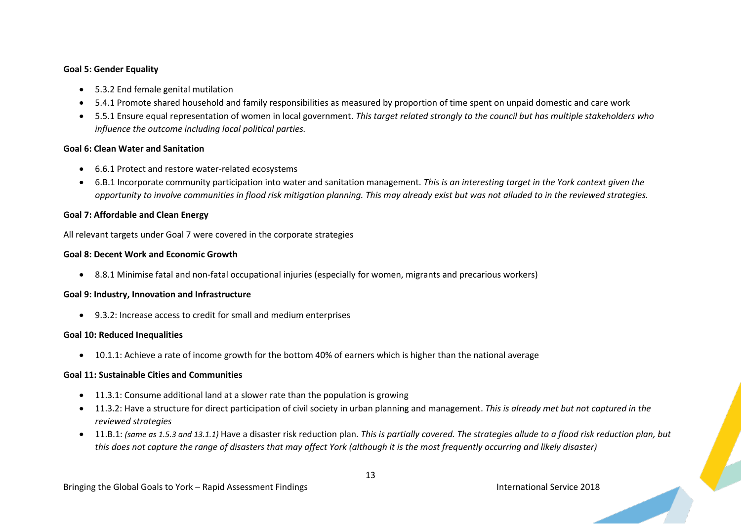**Goal 5: Gender Equality**

- 5.3.2 End female genital mutilation
- 5.4.1 Promote shared household and family responsibilities as measured by proportion of time spent on unpaid domestic and care work
- 5.5.1 Ensure equal representation of women in local government. *This target related strongly to the council but has multiple stakeholders who influence the outcome including local political parties.*

**Goal 6: Clean Water and Sanitation**

- 6.6.1 Protect and restore water-related ecosystems
- 6.B.1 Incorporate community participation into water and sanitation management. *This is an interesting target in the York context given the opportunity to involve communities in flood risk mitigation planning. This may already exist but was not alluded to in the reviewed strategies.*

**Goal 7: Affordable and Clean Energy**

All relevant targets under Goal 7 were covered in the corporate strategies

**Goal 8: Decent Work and Economic Growth**

- 8.8.1 Minimise fatal and non-fatal occupational injuries (especially for women, migrants and precarious workers)

**Goal 9: Industry, Innovation and Infrastructure**

- 9.3.2: Increase access to credit for small and medium enterprises

**Goal 10: Reduced Inequalities**

- 10.1.1: Achieve a rate of income growth for the bottom 40% of earners which is higher than the national average

**Goal 11: Sustainable Cities and Communities**

- 11.3.1: Consume additional land at a slower rate than the population is growing
- 11.3.2: Have a structure for direct participation of civil society in urban planning and management. *This is already met but not captured in the reviewed strategies*
- 11.B.1: *(same as 1.5.3 and 13.1.1)* Have a disaster risk reduction plan. *This is partially covered. The strategies allude to a flood risk reduction plan, but this does not capture the range of disasters that may affect York (although it is the most frequently occurring and likely disaster)*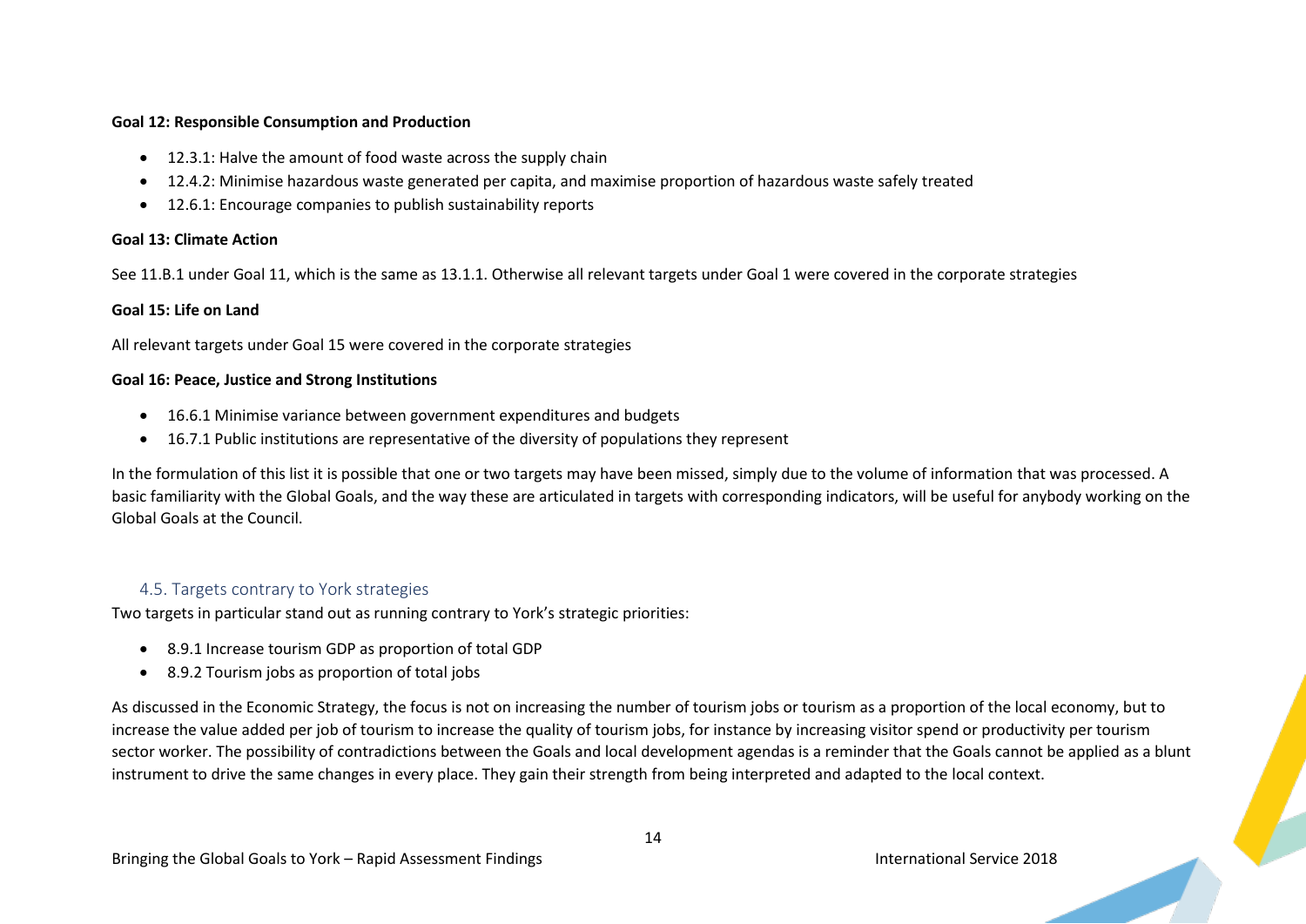**Goal 12: Responsible Consumption and Production**

- 12.3.1: Halve the amount of food waste across the supply chain
- 12.4.2: Minimise hazardous waste generated per capita, and maximise proportion of hazardous waste safely treated
- 12.6.1: Encourage companies to publish sustainability reports

**Goal 13: Climate Action**

See 11.B.1 under Goal 11, which is the same as 13.1.1. Otherwise all relevant targets under Goal 1 were covered in the corporate strategies

**Goal 15: Life on Land**

All relevant targets under Goal 15 were covered in the corporate strategies

**Goal 16: Peace, Justice and Strong Institutions**

- 16.6.1 Minimise variance between government expenditures and budgets
- 16.7.1 Public institutions are representative of the diversity of populations they represent

In the formulation of this list it is possible that one or two targets may have been missed, simply due to the volume of information that was processed. A basic familiarity with the Global Goals, and the way these are articulated in targets with corresponding indicators, will be useful for anybody working on the Global Goals at the Council.

### 4.5. Targets contrary to York strategies

Two targets in particular stand out as running contrary to York's strategic priorities:

- 8.9.1 Increase tourism GDP as proportion of total GDP
- 8.9.2 Tourism jobs as proportion of total jobs

As discussed in the Economic Strategy, the focus is not on increasing the number of tourism jobs or tourism as a proportion of the local economy, but to increase the value added per job of tourism to increase the quality of tourism jobs, for instance by increasing visitor spend or productivity per tourism sector worker. The possibility of contradictions between the Goals and local development agendas is a reminder that the Goals cannot be applied as a blunt instrument to drive the same changes in every place. They gain their strength from being interpreted and adapted to the local context.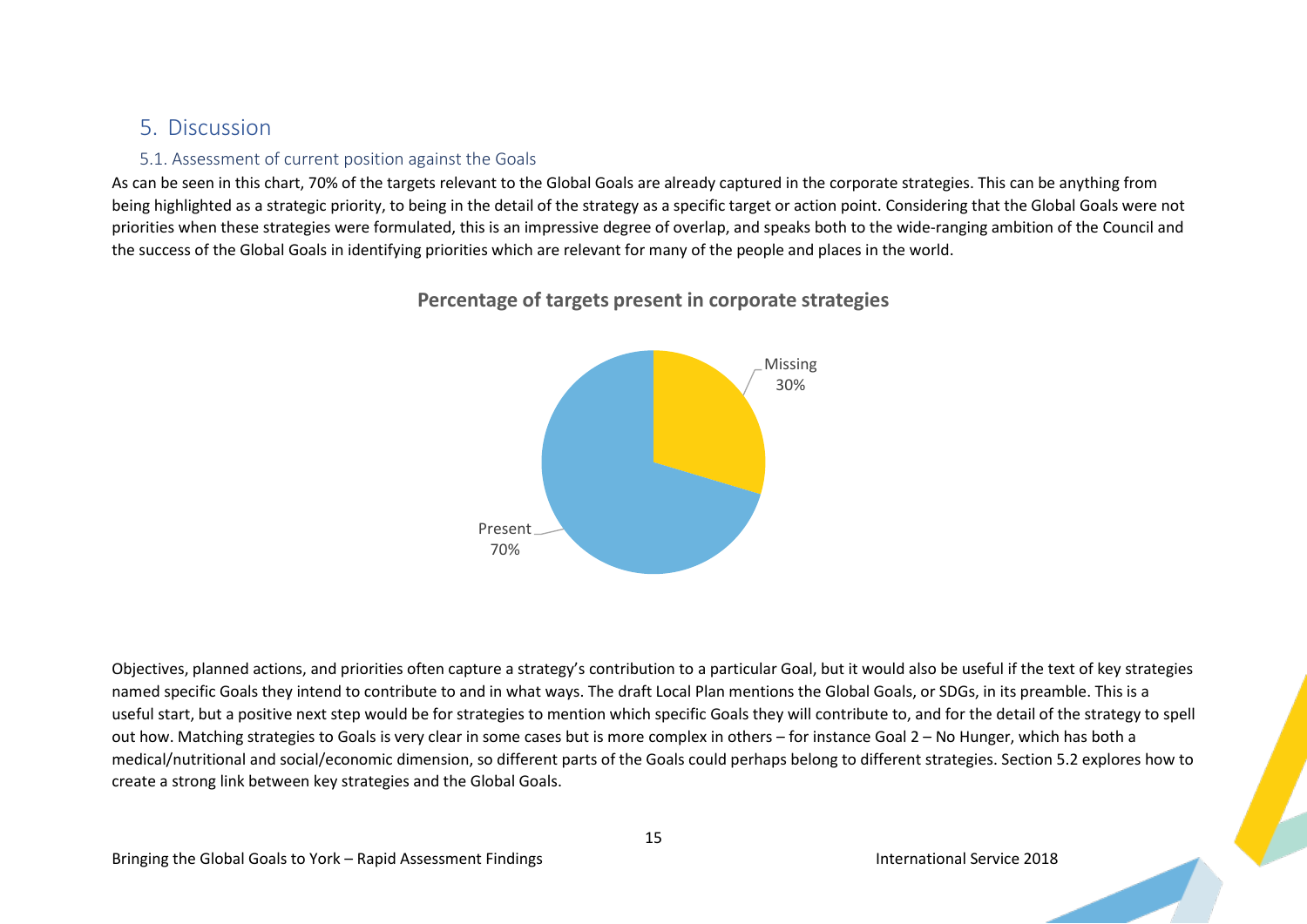## 5. Discussion

### 5.1. Assessment of current position against the Goals

As can be seen in this chart, 70% of the targets relevant to the Global Goals are already captured in the corporate strategies. This can be anything from being highlighted as a strategic priority, to being in the detail of the strategy as a specific target or action point. Considering that the Global Goals were not priorities when these strategies were formulated, this is an impressive degree of overlap, and speaks both to the wide-ranging ambition of the Council and the success of the Global Goals in identifying priorities which are relevant for many of the people and places in the world.

**Percentage of targets present in corporate strategies**

| Category | Percentage |
| --- | --- |
| Missing | 30% |
| Present | 70% |

Objectives, planned actions, and priorities often capture a strategy's contribution to a particular Goal, but it would also be useful if the text of key strategies named specific Goals they intend to contribute to and in what ways. The draft Local Plan mentions the Global Goals, or SDGs, in its preamble. This is a useful start, but a positive next step would be for strategies to mention which specific Goals they will contribute to, and for the detail of the strategy to spell out how. Matching strategies to Goals is very clear in some cases but is more complex in others – for instance Goal 2 – No Hunger, which has both a medical/nutritional and social/economic dimension, so different parts of the Goals could perhaps belong to different strategies. Section 5.2 explores how to create a strong link between key strategies and the Global Goals.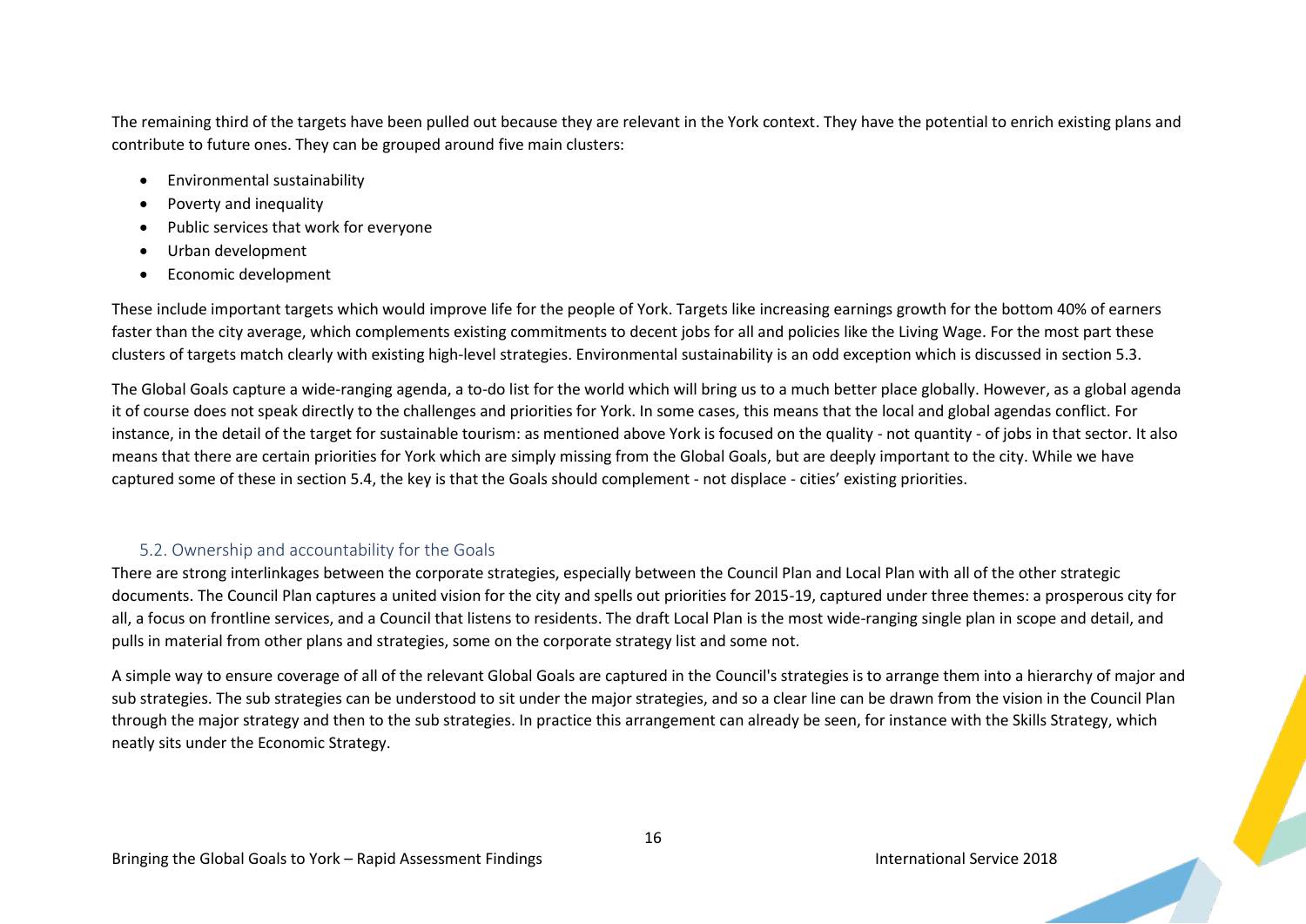The remaining third of the targets have been pulled out because they are relevant in the York context. They have the potential to enrich existing plans and contribute to future ones. They can be grouped around five main clusters:

- Environmental sustainability
- Poverty and inequality
- Public services that work for everyone
- Urban development
- Economic development

These include important targets which would improve life for the people of York. Targets like increasing earnings growth for the bottom 40% of earners faster than the city average, which complements existing commitments to decent jobs for all and policies like the Living Wage. For the most part these clusters of targets match clearly with existing high-level strategies. Environmental sustainability is an odd exception which is discussed in section 5.3.

The Global Goals capture a wide-ranging agenda, a to-do list for the world which will bring us to a much better place globally. However, as a global agenda it of course does not speak directly to the challenges and priorities for York. In some cases, this means that the local and global agendas conflict. For instance, in the detail of the target for sustainable tourism: as mentioned above York is focused on the quality - not quantity - of jobs in that sector. It also means that there are certain priorities for York which are simply missing from the Global Goals, but are deeply important to the city. While we have captured some of these in section 5.4, the key is that the Goals should complement - not displace - cities' existing priorities.

## 5.2. Ownership and accountability for the Goals

There are strong interlinkages between the corporate strategies, especially between the Council Plan and Local Plan with all of the other strategic documents. The Council Plan captures a united vision for the city and spells out priorities for 2015-19, captured under three themes: a prosperous city for all, a focus on frontline services, and a Council that listens to residents. The draft Local Plan is the most wide-ranging single plan in scope and detail, and pulls in material from other plans and strategies, some on the corporate strategy list and some not.

A simple way to ensure coverage of all of the relevant Global Goals are captured in the Council's strategies is to arrange them into a hierarchy of major and sub strategies. The sub strategies can be understood to sit under the major strategies, and so a clear line can be drawn from the vision in the Council Plan through the major strategy and then to the sub strategies. In practice this arrangement can already be seen, for instance with the Skills Strategy, which neatly sits under the Economic Strategy.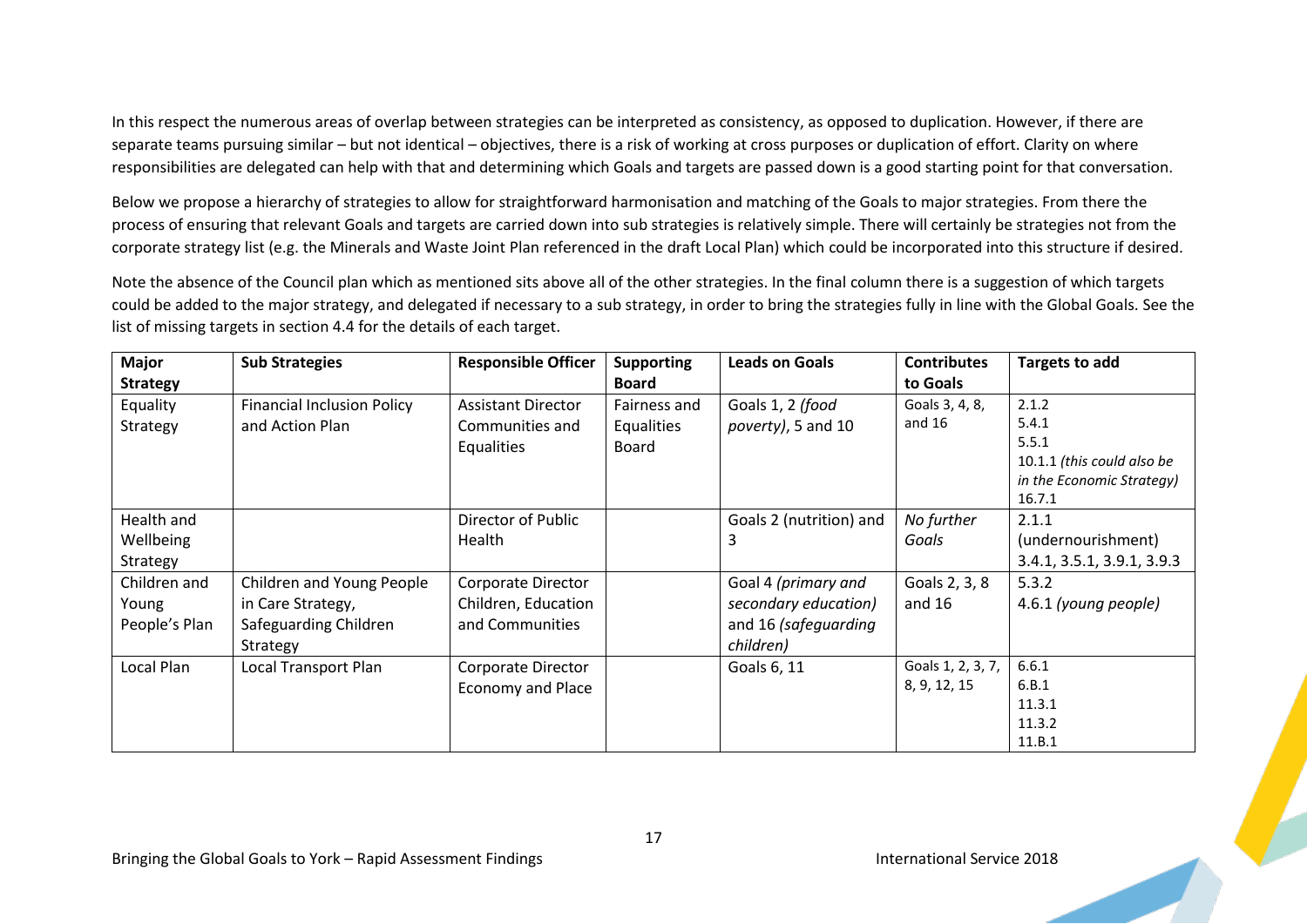In this respect the numerous areas of overlap between strategies can be interpreted as consistency, as opposed to duplication. However, if there are separate teams pursuing similar – but not identical – objectives, there is a risk of working at cross purposes or duplication of effort. Clarity on where responsibilities are delegated can help with that and determining which Goals and targets are passed down is a good starting point for that conversation.

Below we propose a hierarchy of strategies to allow for straightforward harmonisation and matching of the Goals to major strategies. From there the process of ensuring that relevant Goals and targets are carried down into sub strategies is relatively simple. There will certainly be strategies not from the corporate strategy list (e.g. the Minerals and Waste Joint Plan referenced in the draft Local Plan) which could be incorporated into this structure if desired.

Note the absence of the Council plan which as mentioned sits above all of the other strategies. In the final column there is a suggestion of which targets could be added to the major strategy, and delegated if necessary to a sub strategy, in order to bring the strategies fully in line with the Global Goals. See the list of missing targets in section 4.4 for the details of each target.

| Major Strategy | Sub Strategies | Responsible Officer | Supporting Board | Leads on Goals | Contributes to Goals | Targets to add |
|---|---|---|---|---|---|---|
| Equality Strategy | Financial Inclusion Policy and Action Plan | Assistant Director Communities and Equalities | Fairness and Equalities Board | Goals 1, 2 *(food poverty)*, 5 and 10 | Goals 3, 4, 8, and 16 | 2.1.2<br>5.4.1<br>5.5.1<br>10.1.1 *(this could also be in the Economic Strategy)*<br>16.7.1 |
| Health and Wellbeing Strategy | | Director of Public Health | | Goals 2 (nutrition) and 3 | *No further Goals* | 2.1.1 (undernourishment)<br>3.4.1, 3.5.1, 3.9.1, 3.9.3 |
| Children and Young People's Plan | Children and Young People in Care Strategy, Safeguarding Children Strategy | Corporate Director Children, Education and Communities | | Goal 4 *(primary and secondary education)* and 16 *(safeguarding children)* | Goals 2, 3, 8 and 16 | 5.3.2<br>4.6.1 *(young people)* |
| Local Plan | Local Transport Plan | Corporate Director Economy and Place | | Goals 6, 11 | Goals 1, 2, 3, 7, 8, 9, 12, 15 | 6.6.1<br>6.B.1<br>11.3.1<br>11.3.2<br>11.B.1 |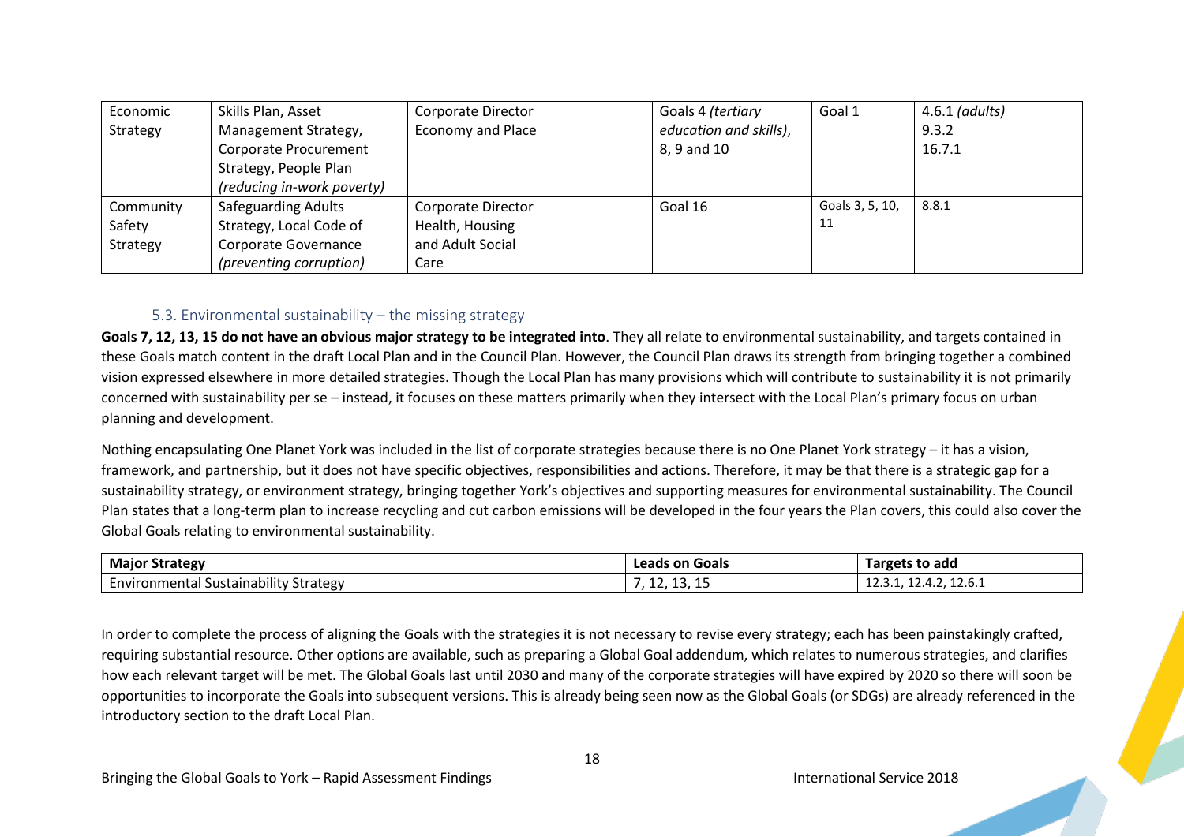| Economic Strategy | Skills Plan, Asset Management Strategy, Corporate Procurement Strategy, People Plan *(reducing in-work poverty)* | Corporate Director Economy and Place | | Goals 4 *(tertiary education and skills)*, 8, 9 and 10 | Goal 1 | 4.6.1 *(adults)* 9.3.2 16.7.1 |
|---|---|---|---|---|---|---|
| Community Safety Strategy | Safeguarding Adults Strategy, Local Code of Corporate Governance *(preventing corruption)* | Corporate Director Health, Housing and Adult Social Care | | Goal 16 | Goals 3, 5, 10, 11 | 8.8.1 |

### 5.3. Environmental sustainability – the missing strategy

**Goals 7, 12, 13, 15 do not have an obvious major strategy to be integrated into**. They all relate to environmental sustainability, and targets contained in these Goals match content in the draft Local Plan and in the Council Plan. However, the Council Plan draws its strength from bringing together a combined vision expressed elsewhere in more detailed strategies. Though the Local Plan has many provisions which will contribute to sustainability it is not primarily concerned with sustainability per se – instead, it focuses on these matters primarily when they intersect with the Local Plan's primary focus on urban planning and development.

Nothing encapsulating One Planet York was included in the list of corporate strategies because there is no One Planet York strategy – it has a vision, framework, and partnership, but it does not have specific objectives, responsibilities and actions. Therefore, it may be that there is a strategic gap for a sustainability strategy, or environment strategy, bringing together York's objectives and supporting measures for environmental sustainability. The Council Plan states that a long-term plan to increase recycling and cut carbon emissions will be developed in the four years the Plan covers, this could also cover the Global Goals relating to environmental sustainability.

| Major Strategy | Leads on Goals | Targets to add |
|---|---|---|
| Environmental Sustainability Strategy | 7, 12, 13, 15 | 12.3.1, 12.4.2, 12.6.1 |

In order to complete the process of aligning the Goals with the strategies it is not necessary to revise every strategy; each has been painstakingly crafted, requiring substantial resource. Other options are available, such as preparing a Global Goal addendum, which relates to numerous strategies, and clarifies how each relevant target will be met. The Global Goals last until 2030 and many of the corporate strategies will have expired by 2020 so there will soon be opportunities to incorporate the Goals into subsequent versions. This is already being seen now as the Global Goals (or SDGs) are already referenced in the introductory section to the draft Local Plan.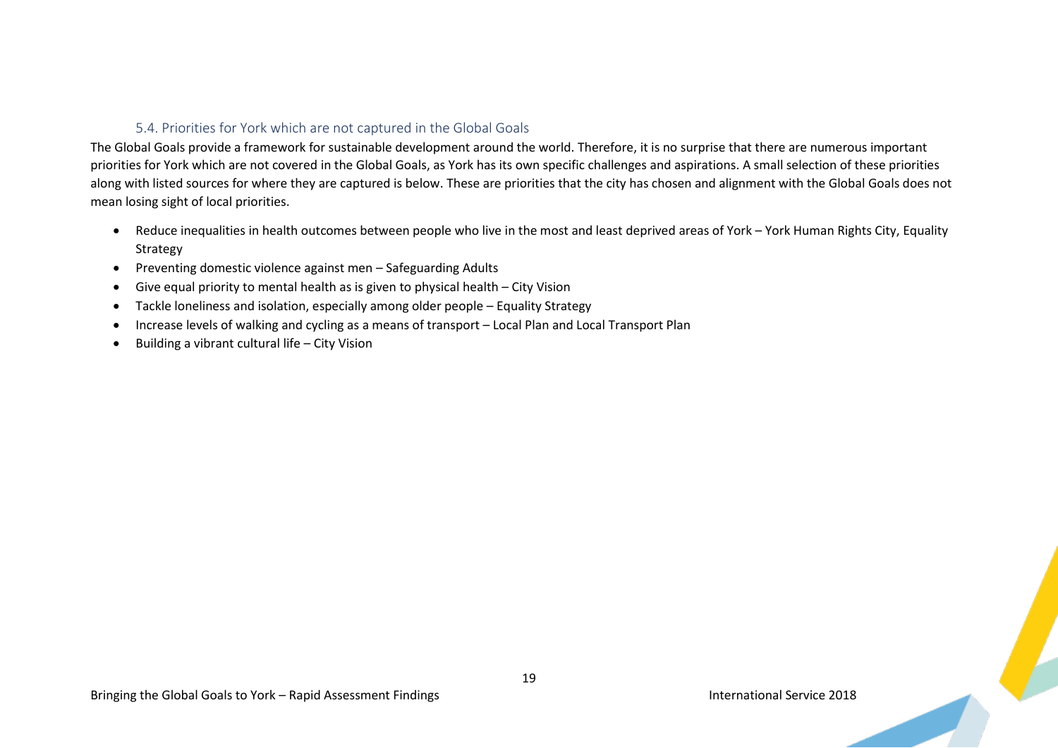### 5.4. Priorities for York which are not captured in the Global Goals

The Global Goals provide a framework for sustainable development around the world. Therefore, it is no surprise that there are numerous important priorities for York which are not covered in the Global Goals, as York has its own specific challenges and aspirations. A small selection of these priorities along with listed sources for where they are captured is below. These are priorities that the city has chosen and alignment with the Global Goals does not mean losing sight of local priorities.

- Reduce inequalities in health outcomes between people who live in the most and least deprived areas of York – York Human Rights City, Equality Strategy
- Preventing domestic violence against men – Safeguarding Adults
- Give equal priority to mental health as is given to physical health – City Vision
- Tackle loneliness and isolation, especially among older people – Equality Strategy
- Increase levels of walking and cycling as a means of transport – Local Plan and Local Transport Plan
- Building a vibrant cultural life – City Vision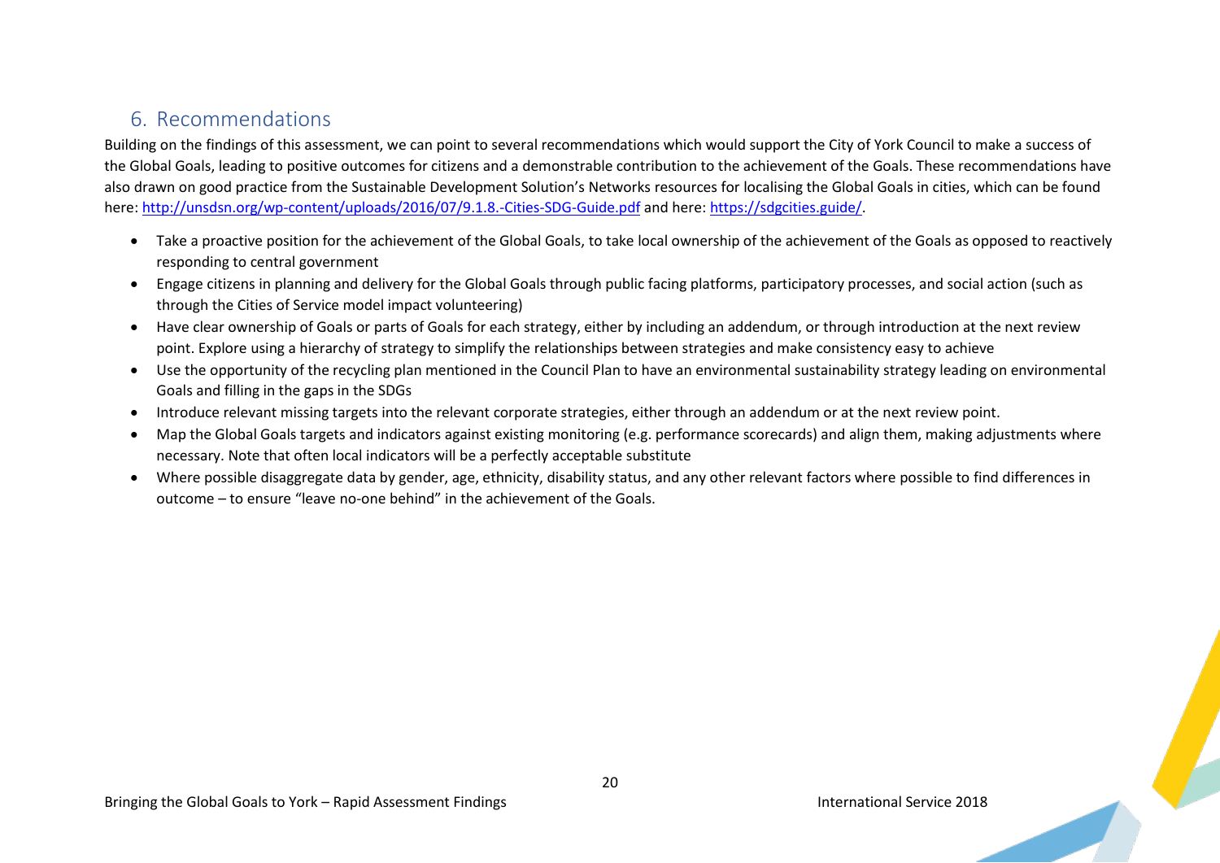## 6. Recommendations

Building on the findings of this assessment, we can point to several recommendations which would support the City of York Council to make a success of the Global Goals, leading to positive outcomes for citizens and a demonstrable contribution to the achievement of the Goals. These recommendations have also drawn on good practice from the Sustainable Development Solution's Networks resources for localising the Global Goals in cities, which can be found here: [http://unsdsn.org/wp-content/uploads/2016/07/9.1.8.-Cities-SDG-Guide.pdf](http://unsdsn.org/wp-content/uploads/2016/07/9.1.8.-Cities-SDG-Guide.pdf) and here: [https://sdgcities.guide/](https://sdgcities.guide/).

- Take a proactive position for the achievement of the Global Goals, to take local ownership of the achievement of the Goals as opposed to reactively responding to central government
- Engage citizens in planning and delivery for the Global Goals through public facing platforms, participatory processes, and social action (such as through the Cities of Service model impact volunteering)
- Have clear ownership of Goals or parts of Goals for each strategy, either by including an addendum, or through introduction at the next review point. Explore using a hierarchy of strategy to simplify the relationships between strategies and make consistency easy to achieve
- Use the opportunity of the recycling plan mentioned in the Council Plan to have an environmental sustainability strategy leading on environmental Goals and filling in the gaps in the SDGs
- Introduce relevant missing targets into the relevant corporate strategies, either through an addendum or at the next review point.
- Map the Global Goals targets and indicators against existing monitoring (e.g. performance scorecards) and align them, making adjustments where necessary. Note that often local indicators will be a perfectly acceptable substitute
- Where possible disaggregate data by gender, age, ethnicity, disability status, and any other relevant factors where possible to find differences in outcome – to ensure "leave no-one behind" in the achievement of the Goals.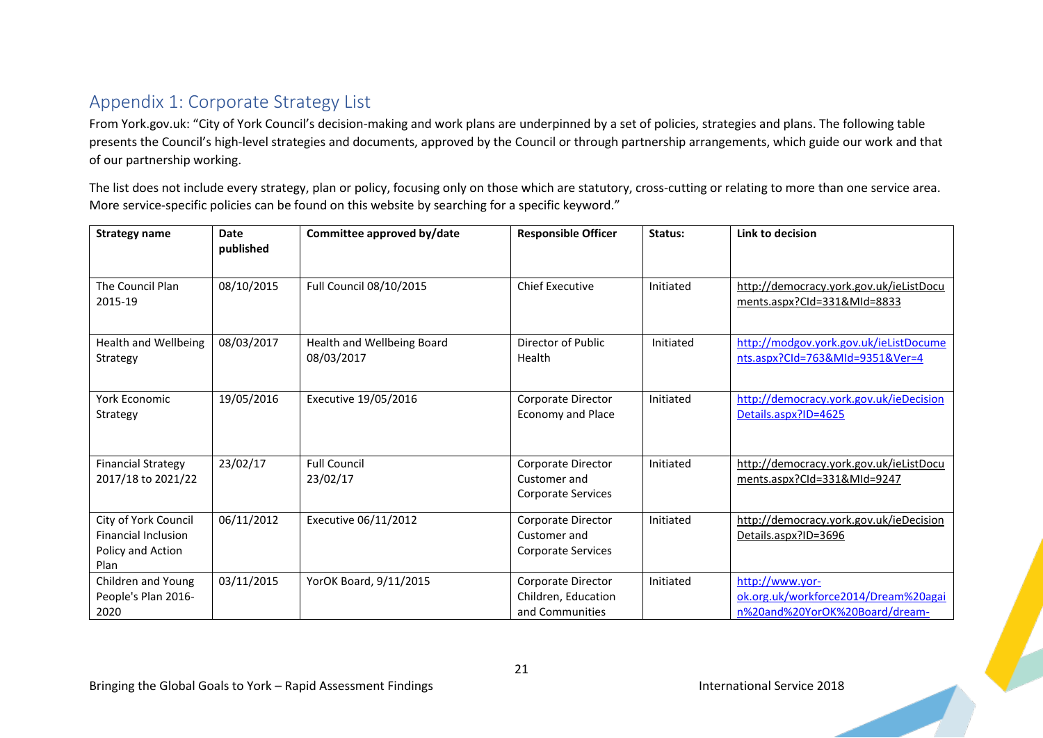## Appendix 1: Corporate Strategy List

From York.gov.uk: "City of York Council's decision-making and work plans are underpinned by a set of policies, strategies and plans. The following table presents the Council's high-level strategies and documents, approved by the Council or through partnership arrangements, which guide our work and that of our partnership working.

The list does not include every strategy, plan or policy, focusing only on those which are statutory, cross-cutting or relating to more than one service area. More service-specific policies can be found on this website by searching for a specific keyword."

| Strategy name | Date published | Committee approved by/date | Responsible Officer | Status: | Link to decision |
|---|---|---|---|---|---|
| The Council Plan 2015-19 | 08/10/2015 | Full Council 08/10/2015 | Chief Executive | Initiated | http://democracy.york.gov.uk/ieListDocuments.aspx?CId=331&MId=8833 |
| Health and Wellbeing Strategy | 08/03/2017 | Health and Wellbeing Board 08/03/2017 | Director of Public Health | Initiated | http://modgov.york.gov.uk/ieListDocuments.aspx?CId=763&MId=9351&Ver=4 |
| York Economic Strategy | 19/05/2016 | Executive 19/05/2016 | Corporate Director Economy and Place | Initiated | http://democracy.york.gov.uk/ieDecisionDetails.aspx?ID=4625 |
| Financial Strategy 2017/18 to 2021/22 | 23/02/17 | Full Council 23/02/17 | Corporate Director Customer and Corporate Services | Initiated | http://democracy.york.gov.uk/ieListDocuments.aspx?CId=331&MId=9247 |
| City of York Council Financial Inclusion Policy and Action Plan | 06/11/2012 | Executive 06/11/2012 | Corporate Director Customer and Corporate Services | Initiated | http://democracy.york.gov.uk/ieDecisionDetails.aspx?ID=3696 |
| Children and Young People's Plan 2016-2020 | 03/11/2015 | YorOK Board, 9/11/2015 | Corporate Director Children, Education and Communities | Initiated | http://www.yor-ok.org.uk/workforce2014/Dream%20again%20and%20YorOK%20Board/dream- |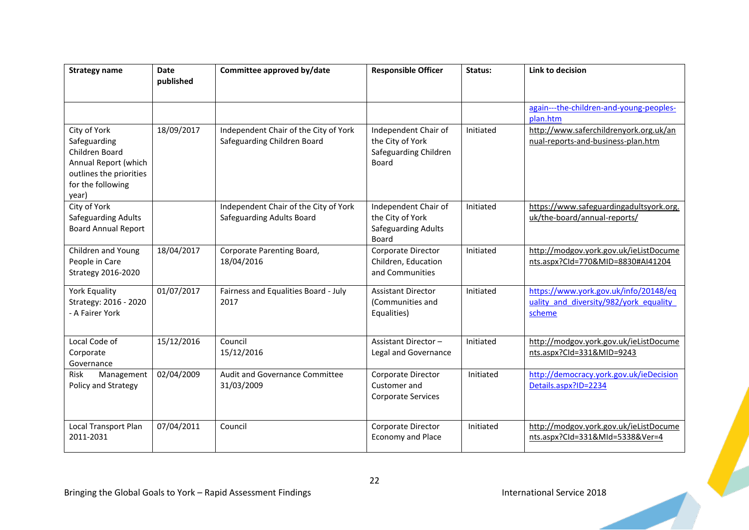| Strategy name | Date published | Committee approved by/date | Responsible Officer | Status: | Link to decision |
|---|---|---|---|---|---|
| | | | | | again---the-children-and-young-peoples-plan.htm |
| City of York Safeguarding Children Board Annual Report (which outlines the priorities for the following year) | 18/09/2017 | Independent Chair of the City of York Safeguarding Children Board | Independent Chair of the City of York Safeguarding Children Board | Initiated | http://www.saferchildrenyork.org.uk/annual-reports-and-business-plan.htm |
| City of York Safeguarding Adults Board Annual Report | | Independent Chair of the City of York Safeguarding Adults Board | Independent Chair of the City of York Safeguarding Adults Board | Initiated | https://www.safeguardingadultsyork.org.uk/the-board/annual-reports/ |
| Children and Young People in Care Strategy 2016-2020 | 18/04/2017 | Corporate Parenting Board, 18/04/2016 | Corporate Director Children, Education and Communities | Initiated | http://modgov.york.gov.uk/ieListDocuments.aspx?CId=770&MID=8830#AI41204 |
| York Equality Strategy: 2016 - 2020 - A Fairer York | 01/07/2017 | Fairness and Equalities Board - July 2017 | Assistant Director (Communities and Equalities) | Initiated | https://www.york.gov.uk/info/20148/equality_and_diversity/982/york_equality_scheme |
| Local Code of Corporate Governance | 15/12/2016 | Council 15/12/2016 | Assistant Director – Legal and Governance | Initiated | http://modgov.york.gov.uk/ieListDocuments.aspx?CId=331&MID=9243 |
| Risk Management Policy and Strategy | 02/04/2009 | Audit and Governance Committee 31/03/2009 | Corporate Director Customer and Corporate Services | Initiated | http://democracy.york.gov.uk/ieDecisionDetails.aspx?ID=2234 |
| Local Transport Plan 2011-2031 | 07/04/2011 | Council | Corporate Director Economy and Place | Initiated | http://modgov.york.gov.uk/ieListDocuments.aspx?CId=331&MId=5338&Ver=4 |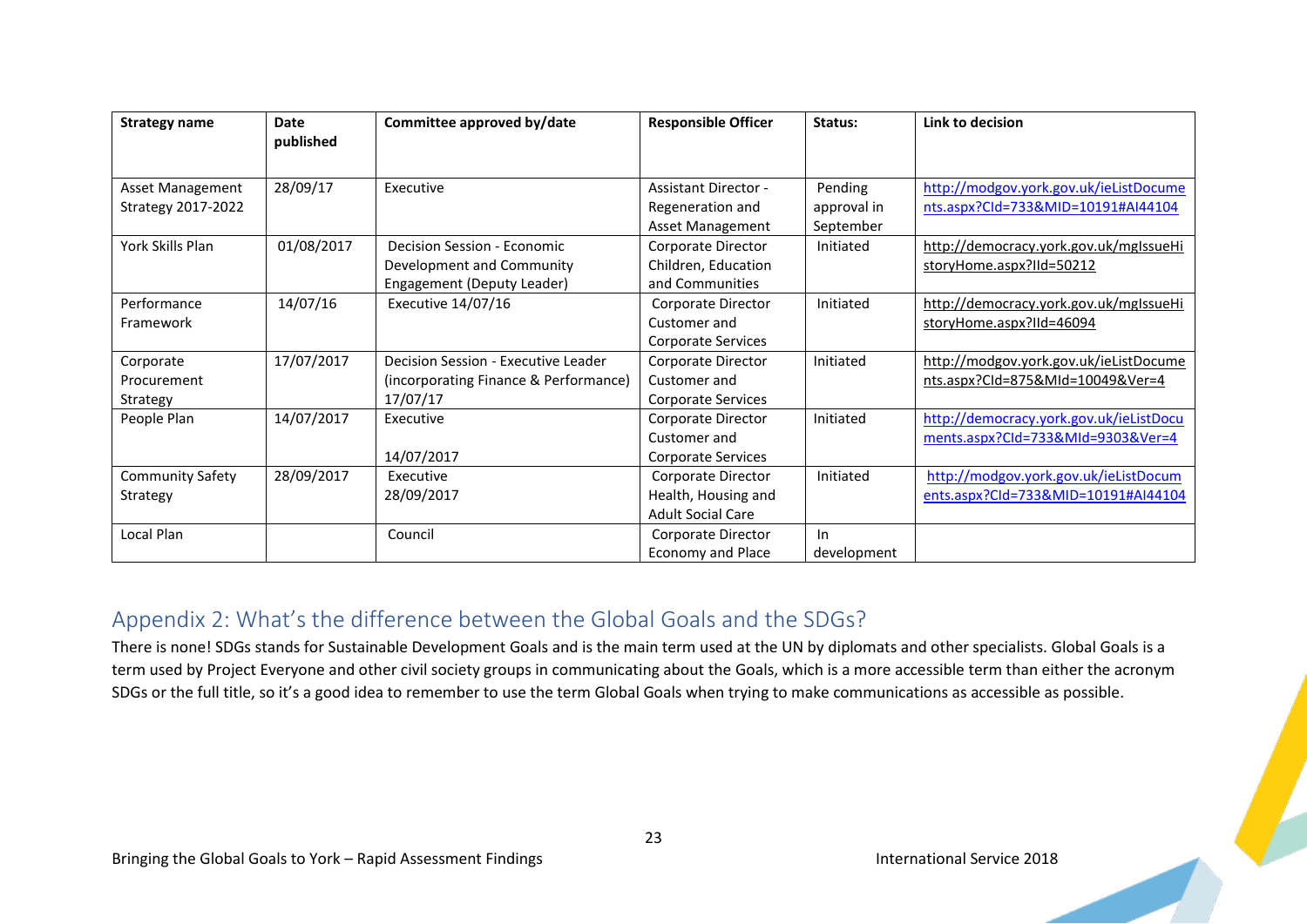| Strategy name | Date published | Committee approved by/date | Responsible Officer | Status: | Link to decision |
|---|---|---|---|---|---|
| Asset Management Strategy 2017-2022 | 28/09/17 | Executive | Assistant Director - Regeneration and Asset Management | Pending approval in September | http://modgov.york.gov.uk/ieListDocuments.aspx?CId=733&MID=10191#AI44104 |
| York Skills Plan | 01/08/2017 | Decision Session - Economic Development and Community Engagement (Deputy Leader) | Corporate Director Children, Education and Communities | Initiated | http://democracy.york.gov.uk/mgIssueHistoryHome.aspx?IId=50212 |
| Performance Framework | 14/07/16 | Executive 14/07/16 | Corporate Director Customer and Corporate Services | Initiated | http://democracy.york.gov.uk/mgIssueHistoryHome.aspx?IId=46094 |
| Corporate Procurement Strategy | 17/07/2017 | Decision Session - Executive Leader (incorporating Finance & Performance) 17/07/17 | Corporate Director Customer and Corporate Services | Initiated | http://modgov.york.gov.uk/ieListDocuments.aspx?CId=875&MId=10049&Ver=4 |
| People Plan | 14/07/2017 | Executive 14/07/2017 | Corporate Director Customer and Corporate Services | Initiated | http://democracy.york.gov.uk/ieListDocuments.aspx?CId=733&MId=9303&Ver=4 |
| Community Safety Strategy | 28/09/2017 | Executive 28/09/2017 | Corporate Director Health, Housing and Adult Social Care | Initiated | http://modgov.york.gov.uk/ieListDocuments.aspx?CId=733&MID=10191#AI44104 |
| Local Plan | | Council | Corporate Director Economy and Place | In development | |

## Appendix 2: What's the difference between the Global Goals and the SDGs?

There is none! SDGs stands for Sustainable Development Goals and is the main term used at the UN by diplomats and other specialists. Global Goals is a term used by Project Everyone and other civil society groups in communicating about the Goals, which is a more accessible term than either the acronym SDGs or the full title, so it's a good idea to remember to use the term Global Goals when trying to make communications as accessible as possible.